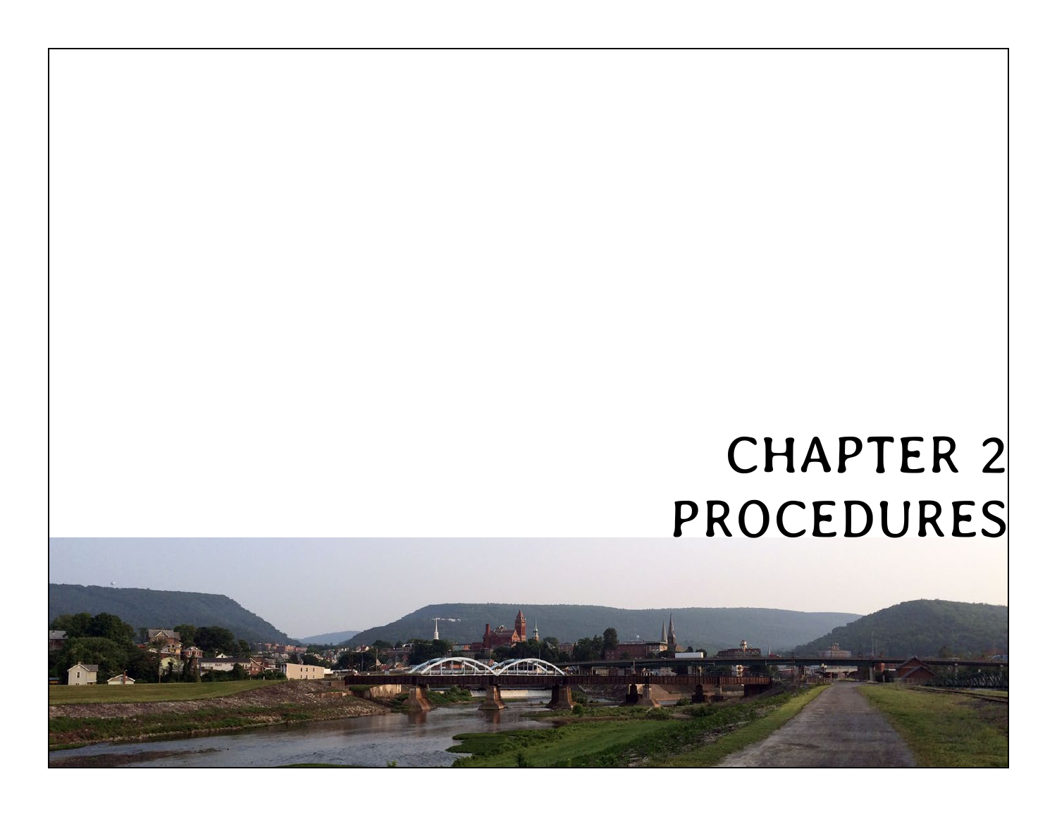# CHAPTER 2 PROCEDURES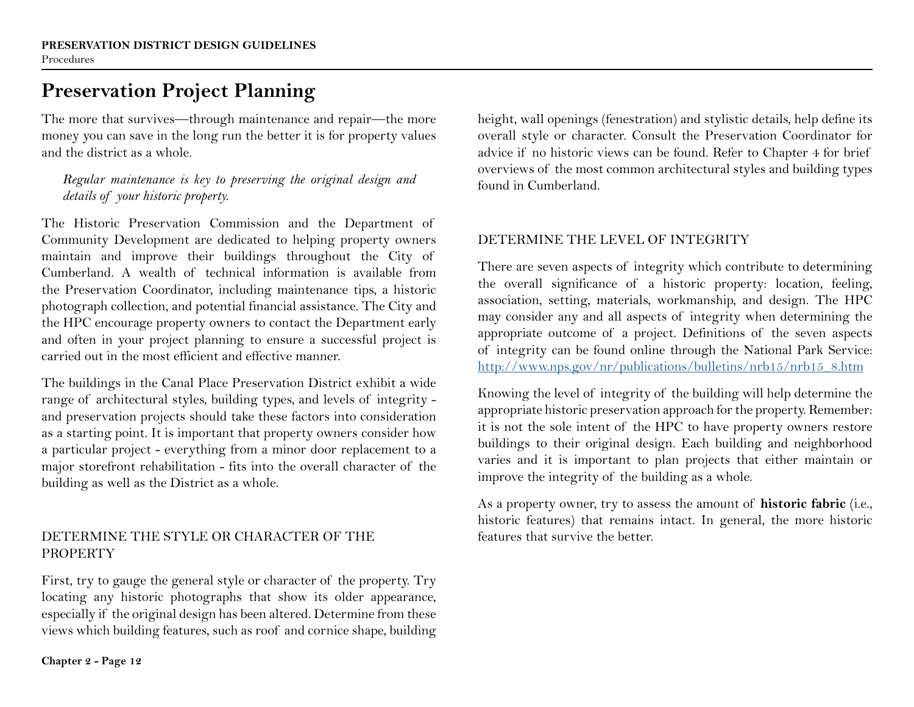# Preservation Project Planning

The more that survives—through maintenance and repair—the more money you can save in the long run the better it is for property values and the district as a whole.

> *Regular maintenance is key to preserving the original design and details of your historic property.*

The Historic Preservation Commission and the Department of Community Development are dedicated to helping property owners maintain and improve their buildings throughout the City of Cumberland. A wealth of technical information is available from the Preservation Coordinator, including maintenance tips, a historic photograph collection, and potential financial assistance. The City and the HPC encourage property owners to contact the Department early and often in your project planning to ensure a successful project is carried out in the most efficient and effective manner.

The buildings in the Canal Place Preservation District exhibit a wide range of architectural styles, building types, and levels of integrity - and preservation projects should take these factors into consideration as a starting point. It is important that property owners consider how a particular project - everything from a minor door replacement to a major storefront rehabilitation - fits into the overall character of the building as well as the District as a whole.

## DETERMINE THE STYLE OR CHARACTER OF THE PROPERTY

First, try to gauge the general style or character of the property. Try locating any historic photographs that show its older appearance, especially if the original design has been altered. Determine from these views which building features, such as roof and cornice shape, building height, wall openings (fenestration) and stylistic details, help define its overall style or character. Consult the Preservation Coordinator for advice if no historic views can be found. Refer to Chapter 4 for brief overviews of the most common architectural styles and building types found in Cumberland.

## DETERMINE THE LEVEL OF INTEGRITY

There are seven aspects of integrity which contribute to determining the overall significance of a historic property: location, feeling, association, setting, materials, workmanship, and design. The HPC may consider any and all aspects of integrity when determining the appropriate outcome of a project. Definitions of the seven aspects of integrity can be found online through the National Park Service: http://www.nps.gov/nr/publications/bulletins/nrb15/nrb15_8.htm

Knowing the level of integrity of the building will help determine the appropriate historic preservation approach for the property. Remember: it is not the sole intent of the HPC to have property owners restore buildings to their original design. Each building and neighborhood varies and it is important to plan projects that either maintain or improve the integrity of the building as a whole.

As a property owner, try to assess the amount of **historic fabric** (i.e., historic features) that remains intact. In general, the more historic features that survive the better.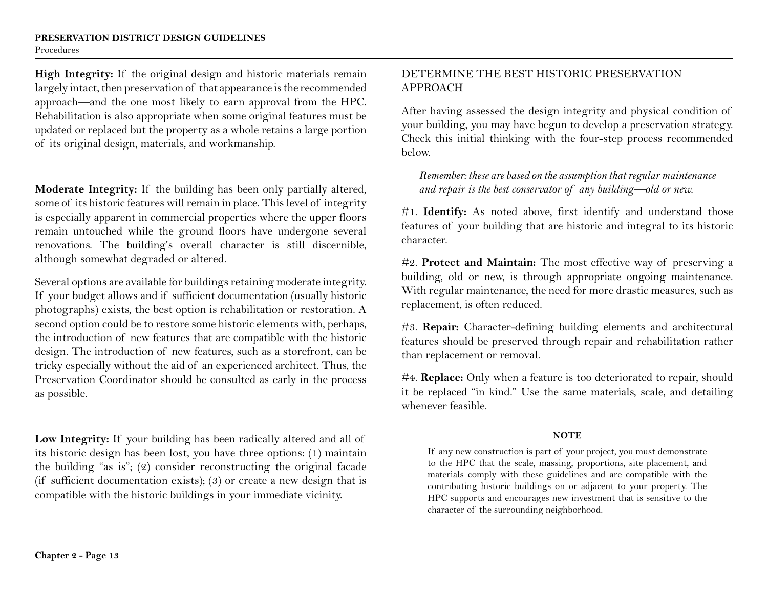**High Integrity:** If the original design and historic materials remain largely intact, then preservation of that appearance is the recommended approach—and the one most likely to earn approval from the HPC. Rehabilitation is also appropriate when some original features must be updated or replaced but the property as a whole retains a large portion of its original design, materials, and workmanship.

**Moderate Integrity:** If the building has been only partially altered, some of its historic features will remain in place. This level of integrity is especially apparent in commercial properties where the upper floors remain untouched while the ground floors have undergone several renovations. The building's overall character is still discernible, although somewhat degraded or altered.

Several options are available for buildings retaining moderate integrity. If your budget allows and if sufficient documentation (usually historic photographs) exists, the best option is rehabilitation or restoration. A second option could be to restore some historic elements with, perhaps, the introduction of new features that are compatible with the historic design. The introduction of new features, such as a storefront, can be tricky especially without the aid of an experienced architect. Thus, the Preservation Coordinator should be consulted as early in the process as possible.

**Low Integrity:** If your building has been radically altered and all of its historic design has been lost, you have three options: (1) maintain the building "as is"; (2) consider reconstructing the original facade (if sufficient documentation exists); (3) or create a new design that is compatible with the historic buildings in your immediate vicinity.

## DETERMINE THE BEST HISTORIC PRESERVATION APPROACH

After having assessed the design integrity and physical condition of your building, you may have begun to develop a preservation strategy. Check this initial thinking with the four-step process recommended below.

*Remember: these are based on the assumption that regular maintenance and repair is the best conservator of any building—old or new.*

#1. **Identify:** As noted above, first identify and understand those features of your building that are historic and integral to its historic character.

#2. **Protect and Maintain:** The most effective way of preserving a building, old or new, is through appropriate ongoing maintenance. With regular maintenance, the need for more drastic measures, such as replacement, is often reduced.

#3. **Repair:** Character-defining building elements and architectural features should be preserved through repair and rehabilitation rather than replacement or removal.

#4. **Replace:** Only when a feature is too deteriorated to repair, should it be replaced "in kind." Use the same materials, scale, and detailing whenever feasible.

**NOTE**

If any new construction is part of your project, you must demonstrate to the HPC that the scale, massing, proportions, site placement, and materials comply with these guidelines and are compatible with the contributing historic buildings on or adjacent to your property. The HPC supports and encourages new investment that is sensitive to the character of the surrounding neighborhood.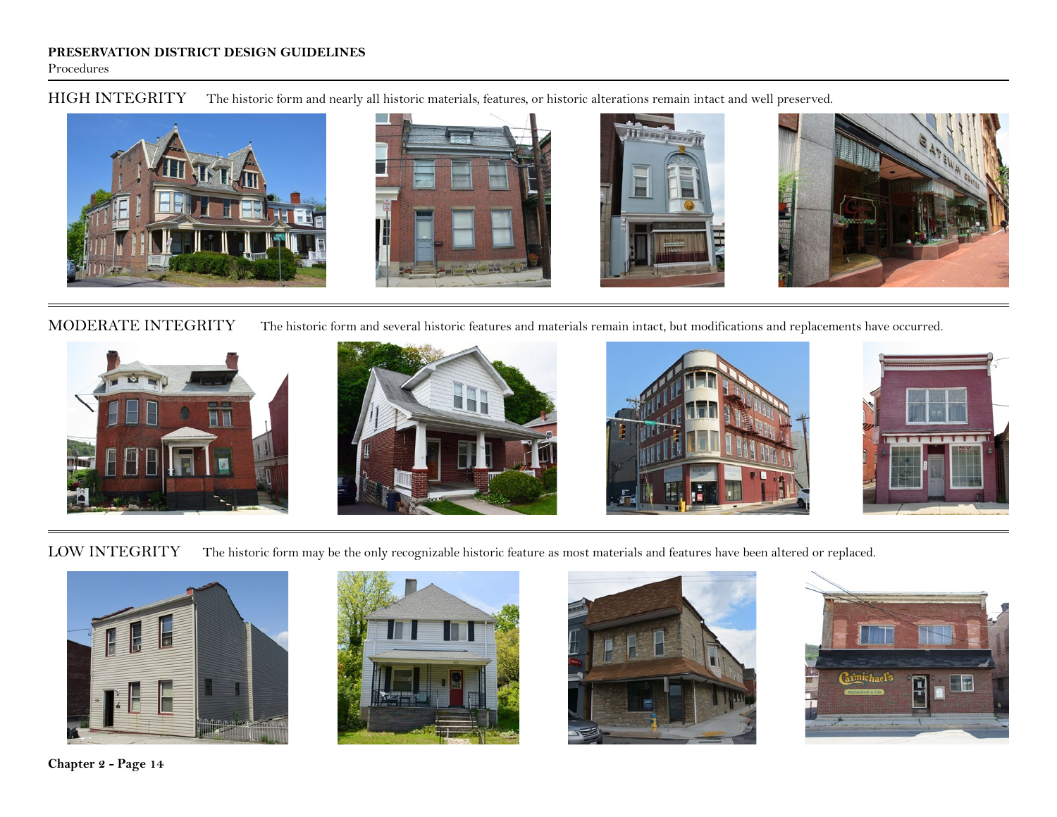## HIGH INTEGRITY

The historic form and nearly all historic materials, features, or historic alterations remain intact and well preserved.

## MODERATE INTEGRITY

The historic form and several historic features and materials remain intact, but modifications and replacements have occurred.

## LOW INTEGRITY

The historic form may be the only recognizable historic feature as most materials and features have been altered or replaced.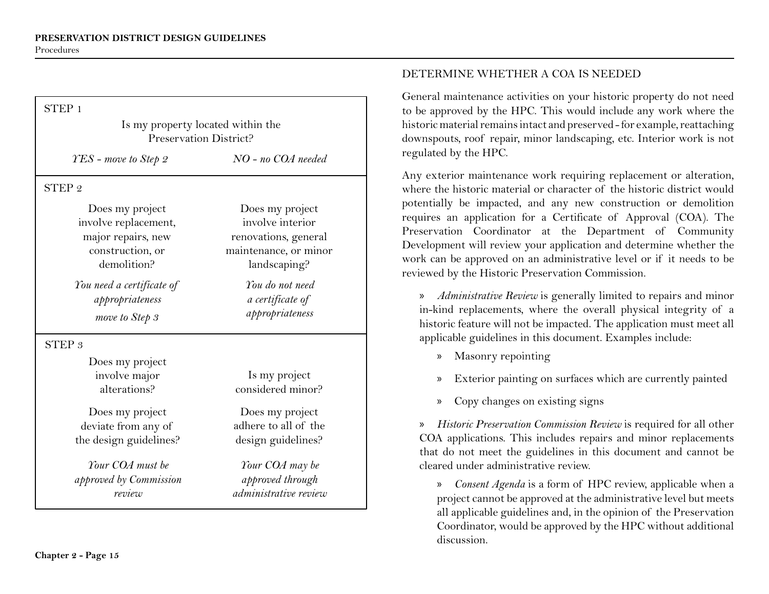| STEP 1 | |
|---|---|
| Is my property located within the Preservation District? | |
| *YES - move to Step 2* | *NO - no COA needed* |
| **STEP 2** | |
| Does my project involve replacement, major repairs, new construction, or demolition? | Does my project involve interior renovations, general maintenance, or minor landscaping? |
| *You need a certificate of appropriateness* *move to Step 3* | *You do not need a certificate of appropriateness* |
| **STEP 3** | |
| Does my project involve major alterations? | Is my project considered minor? |
| Does my project deviate from any of the design guidelines? | Does my project adhere to all of the design guidelines? |
| *Your COA must be approved by Commission review* | *Your COA may be approved through administrative review* |

## DETERMINE WHETHER A COA IS NEEDED

General maintenance activities on your historic property do not need to be approved by the HPC. This would include any work where the historic material remains intact and preserved - for example, reattaching downspouts, roof repair, minor landscaping, etc. Interior work is not regulated by the HPC.

Any exterior maintenance work requiring replacement or alteration, where the historic material or character of the historic district would potentially be impacted, and any new construction or demolition requires an application for a Certificate of Approval (COA). The Preservation Coordinator at the Department of Community Development will review your application and determine whether the work can be approved on an administrative level or if it needs to be reviewed by the Historic Preservation Commission.

- *Administrative Review* is generally limited to repairs and minor in-kind replacements, where the overall physical integrity of a historic feature will not be impacted. The application must meet all applicable guidelines in this document. Examples include:
  - Masonry repointing
  - Exterior painting on surfaces which are currently painted
  - Copy changes on existing signs
- *Historic Preservation Commission Review* is required for all other COA applications. This includes repairs and minor replacements that do not meet the guidelines in this document and cannot be cleared under administrative review.
  - *Consent Agenda* is a form of HPC review, applicable when a project cannot be approved at the administrative level but meets all applicable guidelines and, in the opinion of the Preservation Coordinator, would be approved by the HPC without additional discussion.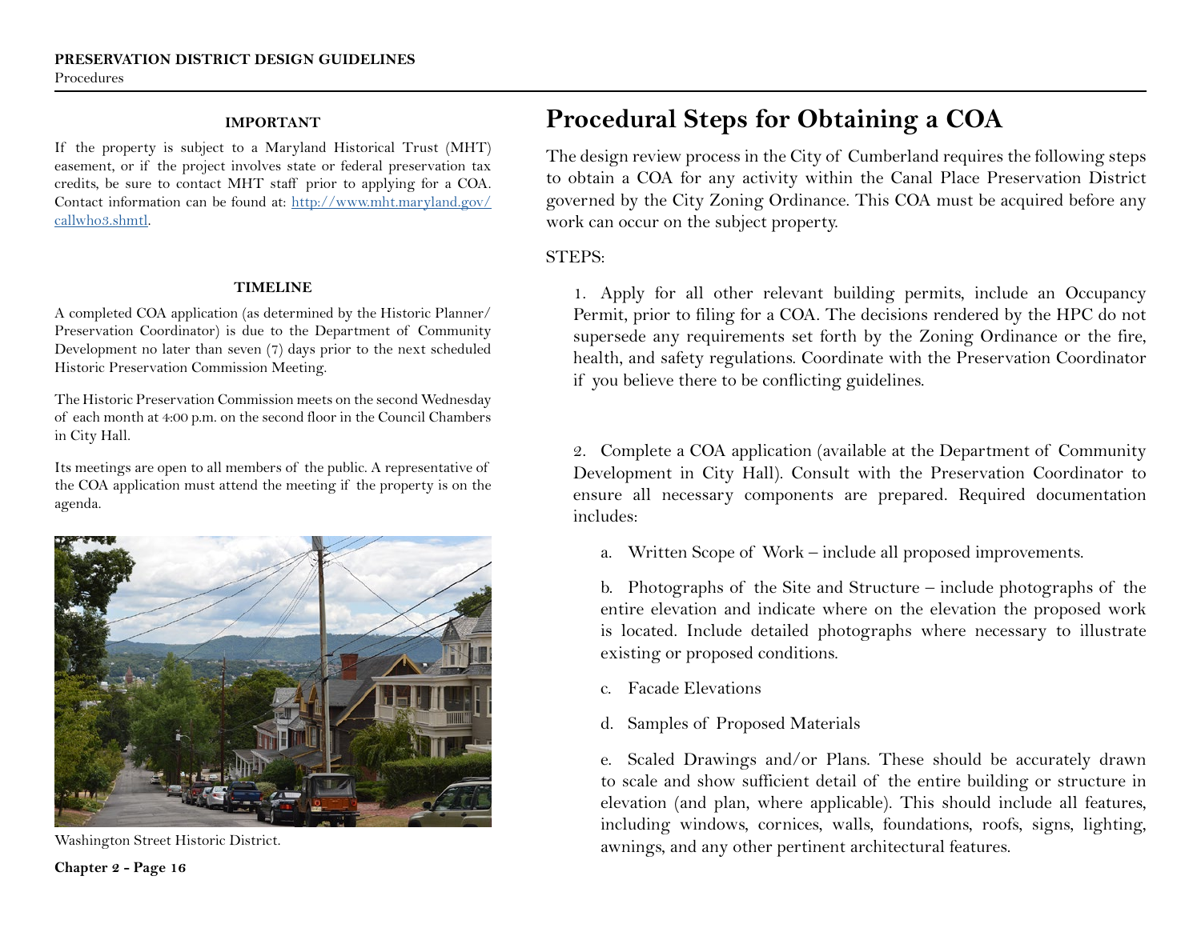**IMPORTANT**

If the property is subject to a Maryland Historical Trust (MHT) easement, or if the project involves state or federal preservation tax credits, be sure to contact MHT staff prior to applying for a COA. Contact information can be found at: [http://www.mht.maryland.gov/callwho3.shmtl](http://www.mht.maryland.gov/callwho3.shmtl).

**TIMELINE**

A completed COA application (as determined by the Historic Planner/Preservation Coordinator) is due to the Department of Community Development no later than seven (7) days prior to the next scheduled Historic Preservation Commission Meeting.

The Historic Preservation Commission meets on the second Wednesday of each month at 4:00 p.m. on the second floor in the Council Chambers in City Hall.

Its meetings are open to all members of the public. A representative of the COA application must attend the meeting if the property is on the agenda.

Washington Street Historic District.

# Procedural Steps for Obtaining a COA

The design review process in the City of Cumberland requires the following steps to obtain a COA for any activity within the Canal Place Preservation District governed by the City Zoning Ordinance. This COA must be acquired before any work can occur on the subject property.

STEPS:

1. Apply for all other relevant building permits, include an Occupancy Permit, prior to filing for a COA. The decisions rendered by the HPC do not supersede any requirements set forth by the Zoning Ordinance or the fire, health, and safety regulations. Coordinate with the Preservation Coordinator if you believe there to be conflicting guidelines.

2. Complete a COA application (available at the Department of Community Development in City Hall). Consult with the Preservation Coordinator to ensure all necessary components are prepared. Required documentation includes:

   a. Written Scope of Work – include all proposed improvements.

   b. Photographs of the Site and Structure – include photographs of the entire elevation and indicate where on the elevation the proposed work is located. Include detailed photographs where necessary to illustrate existing or proposed conditions.

   c. Facade Elevations

   d. Samples of Proposed Materials

   e. Scaled Drawings and/or Plans. These should be accurately drawn to scale and show sufficient detail of the entire building or structure in elevation (and plan, where applicable). This should include all features, including windows, cornices, walls, foundations, roofs, signs, lighting, awnings, and any other pertinent architectural features.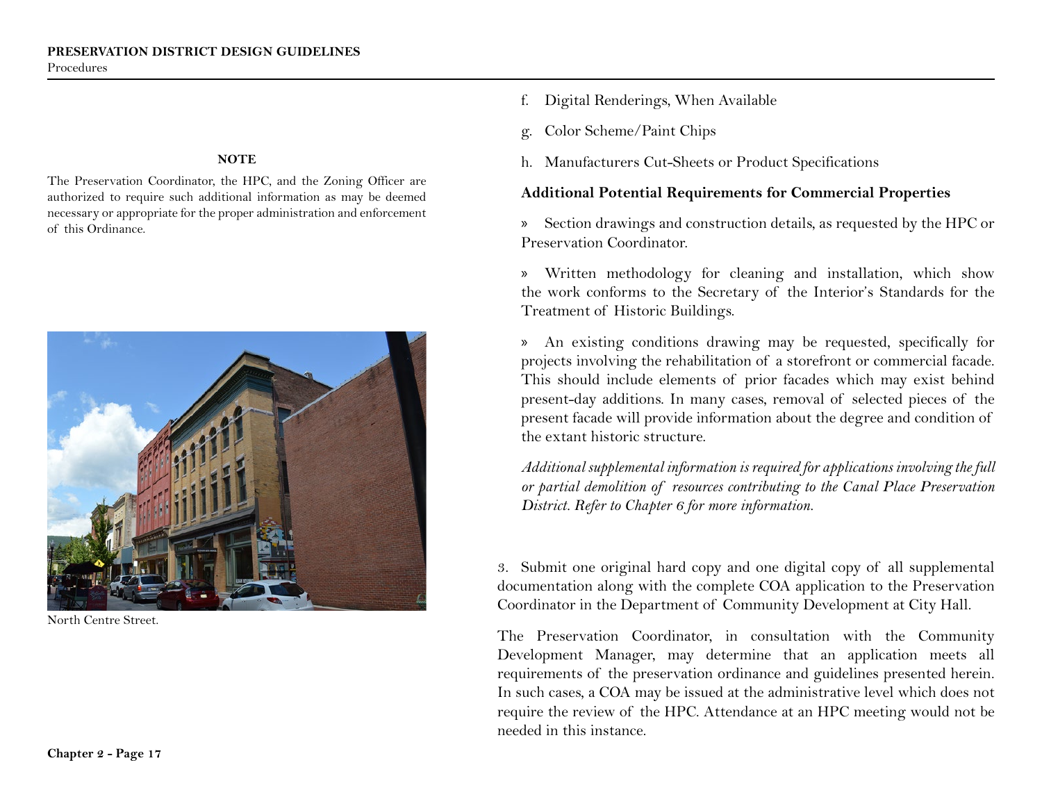**NOTE**

The Preservation Coordinator, the HPC, and the Zoning Officer are authorized to require such additional information as may be deemed necessary or appropriate for the proper administration and enforcement of this Ordinance.

North Centre Street.

f. Digital Renderings, When Available

g. Color Scheme/Paint Chips

h. Manufacturers Cut-Sheets or Product Specifications

**Additional Potential Requirements for Commercial Properties**

» Section drawings and construction details, as requested by the HPC or Preservation Coordinator.

» Written methodology for cleaning and installation, which show the work conforms to the Secretary of the Interior's Standards for the Treatment of Historic Buildings.

» An existing conditions drawing may be requested, specifically for projects involving the rehabilitation of a storefront or commercial facade. This should include elements of prior facades which may exist behind present-day additions. In many cases, removal of selected pieces of the present facade will provide information about the degree and condition of the extant historic structure.

*Additional supplemental information is required for applications involving the full or partial demolition of resources contributing to the Canal Place Preservation District. Refer to Chapter 6 for more information.*

3. Submit one original hard copy and one digital copy of all supplemental documentation along with the complete COA application to the Preservation Coordinator in the Department of Community Development at City Hall.

The Preservation Coordinator, in consultation with the Community Development Manager, may determine that an application meets all requirements of the preservation ordinance and guidelines presented herein. In such cases, a COA may be issued at the administrative level which does not require the review of the HPC. Attendance at an HPC meeting would not be needed in this instance.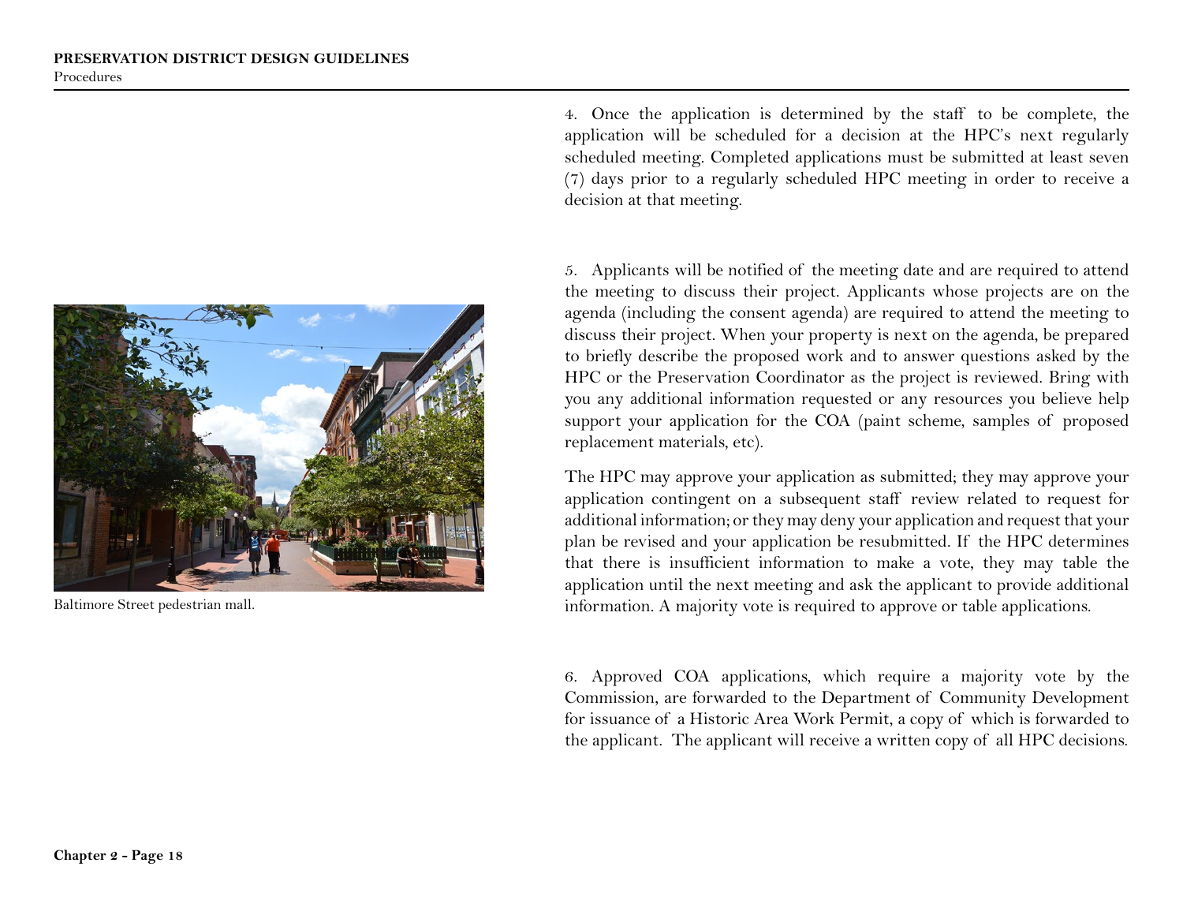4. Once the application is determined by the staff to be complete, the application will be scheduled for a decision at the HPC's next regularly scheduled meeting. Completed applications must be submitted at least seven (7) days prior to a regularly scheduled HPC meeting in order to receive a decision at that meeting.

5. Applicants will be notified of the meeting date and are required to attend the meeting to discuss their project. Applicants whose projects are on the agenda (including the consent agenda) are required to attend the meeting to discuss their project. When your property is next on the agenda, be prepared to briefly describe the proposed work and to answer questions asked by the HPC or the Preservation Coordinator as the project is reviewed. Bring with you any additional information requested or any resources you believe help support your application for the COA (paint scheme, samples of proposed replacement materials, etc).

The HPC may approve your application as submitted; they may approve your application contingent on a subsequent staff review related to request for additional information; or they may deny your application and request that your plan be revised and your application be resubmitted. If the HPC determines that there is insufficient information to make a vote, they may table the application until the next meeting and ask the applicant to provide additional information. A majority vote is required to approve or table applications.

6. Approved COA applications, which require a majority vote by the Commission, are forwarded to the Department of Community Development for issuance of a Historic Area Work Permit, a copy of which is forwarded to the applicant. The applicant will receive a written copy of all HPC decisions.

Baltimore Street pedestrian mall.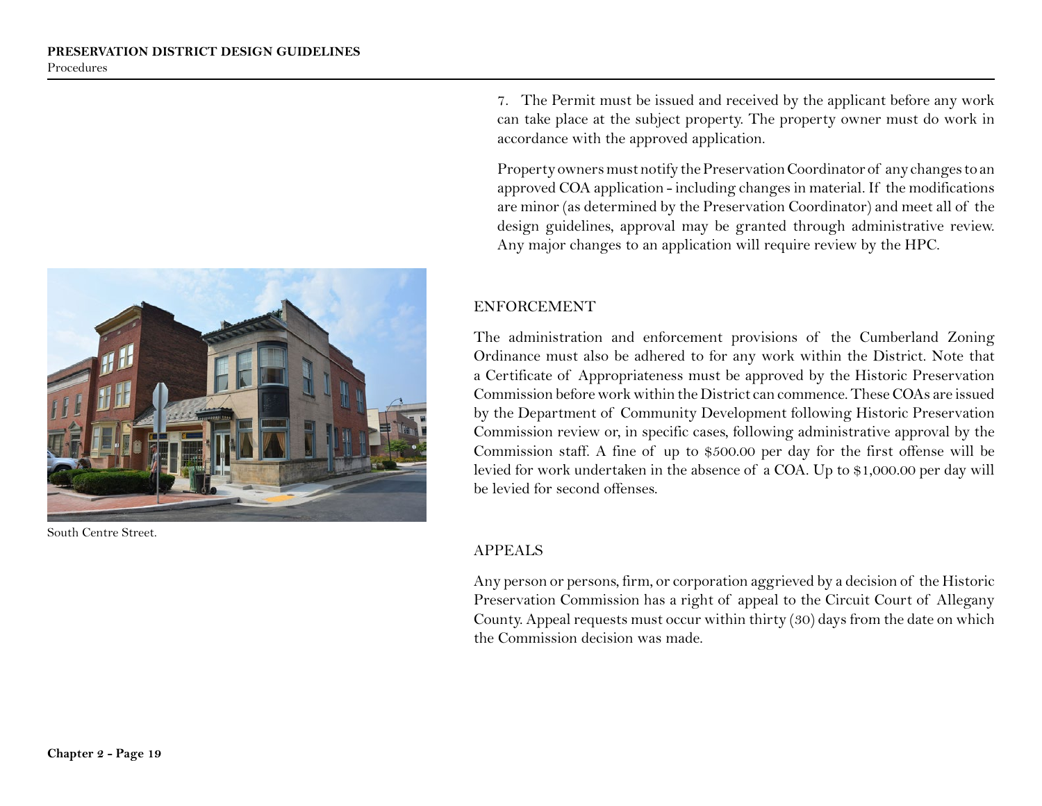7. The Permit must be issued and received by the applicant before any work can take place at the subject property. The property owner must do work in accordance with the approved application.

Property owners must notify the Preservation Coordinator of any changes to an approved COA application - including changes in material. If the modifications are minor (as determined by the Preservation Coordinator) and meet all of the design guidelines, approval may be granted through administrative review. Any major changes to an application will require review by the HPC.

South Centre Street.

## ENFORCEMENT

The administration and enforcement provisions of the Cumberland Zoning Ordinance must also be adhered to for any work within the District. Note that a Certificate of Appropriateness must be approved by the Historic Preservation Commission before work within the District can commence. These COAs are issued by the Department of Community Development following Historic Preservation Commission review or, in specific cases, following administrative approval by the Commission staff. A fine of up to $500.00 per day for the first offense will be levied for work undertaken in the absence of a COA. Up to $1,000.00 per day will be levied for second offenses.

## APPEALS

Any person or persons, firm, or corporation aggrieved by a decision of the Historic Preservation Commission has a right of appeal to the Circuit Court of Allegany County. Appeal requests must occur within thirty (30) days from the date on which the Commission decision was made.